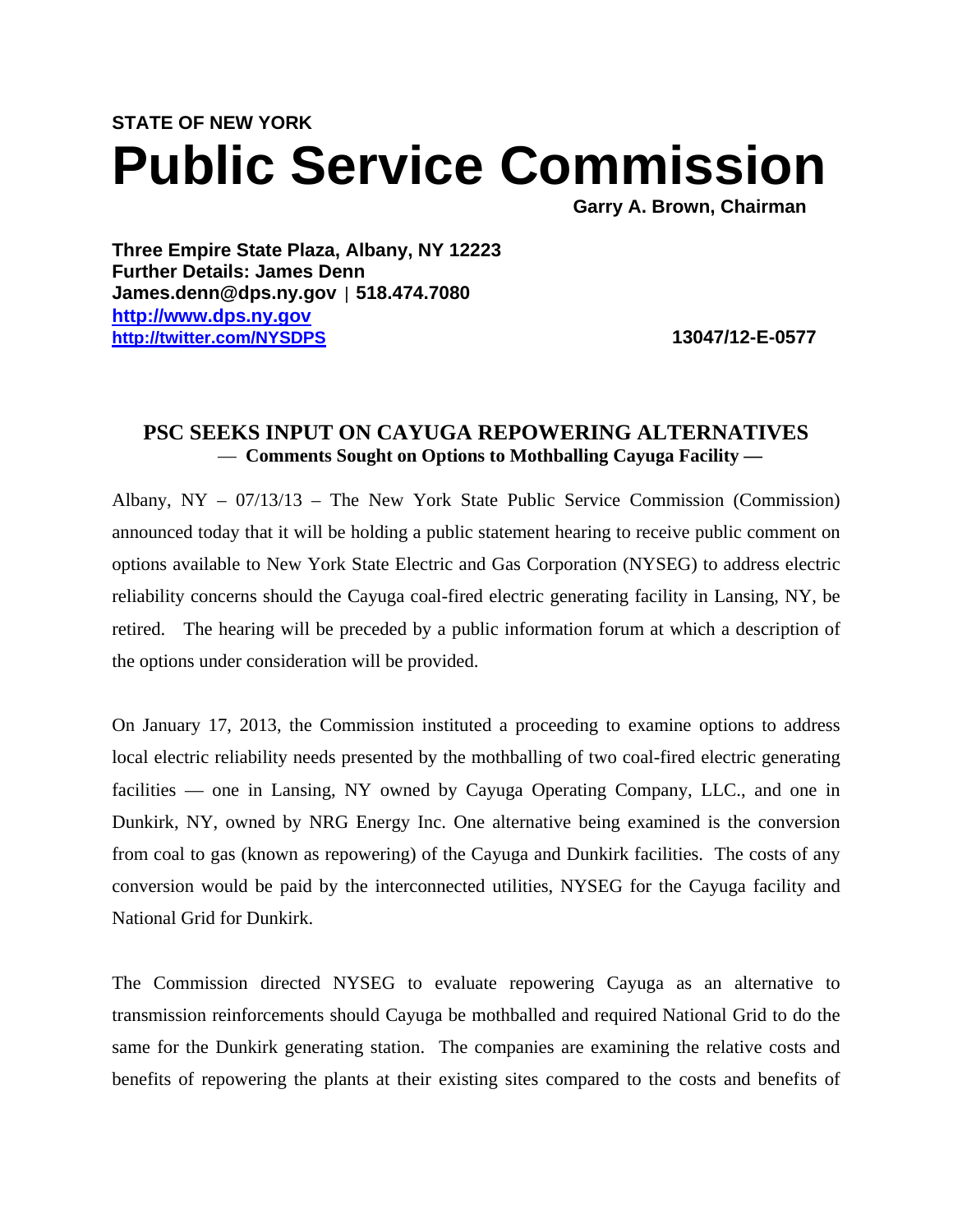**STATE OF NEW YORK**

# Public Service Commission

**Garry A. Brown, Chairman**

**Three Empire State Plaza, Albany, NY 12223**
**Further Details: James Denn**
**James.denn@dps.ny.gov | 518.474.7080**
**[http://www.dps.ny.gov](http://www.dps.ny.gov)**
**[http://twitter.com/NYSDPS](http://twitter.com/NYSDPS)**

**13047/12-E-0577**

## PSC SEEKS INPUT ON CAYUGA REPOWERING ALTERNATIVES

**— Comments Sought on Options to Mothballing Cayuga Facility —**

Albany, NY – 07/13/13 – The New York State Public Service Commission (Commission) announced today that it will be holding a public statement hearing to receive public comment on options available to New York State Electric and Gas Corporation (NYSEG) to address electric reliability concerns should the Cayuga coal-fired electric generating facility in Lansing, NY, be retired. The hearing will be preceded by a public information forum at which a description of the options under consideration will be provided.

On January 17, 2013, the Commission instituted a proceeding to examine options to address local electric reliability needs presented by the mothballing of two coal-fired electric generating facilities — one in Lansing, NY owned by Cayuga Operating Company, LLC., and one in Dunkirk, NY, owned by NRG Energy Inc. One alternative being examined is the conversion from coal to gas (known as repowering) of the Cayuga and Dunkirk facilities. The costs of any conversion would be paid by the interconnected utilities, NYSEG for the Cayuga facility and National Grid for Dunkirk.

The Commission directed NYSEG to evaluate repowering Cayuga as an alternative to transmission reinforcements should Cayuga be mothballed and required National Grid to do the same for the Dunkirk generating station. The companies are examining the relative costs and benefits of repowering the plants at their existing sites compared to the costs and benefits of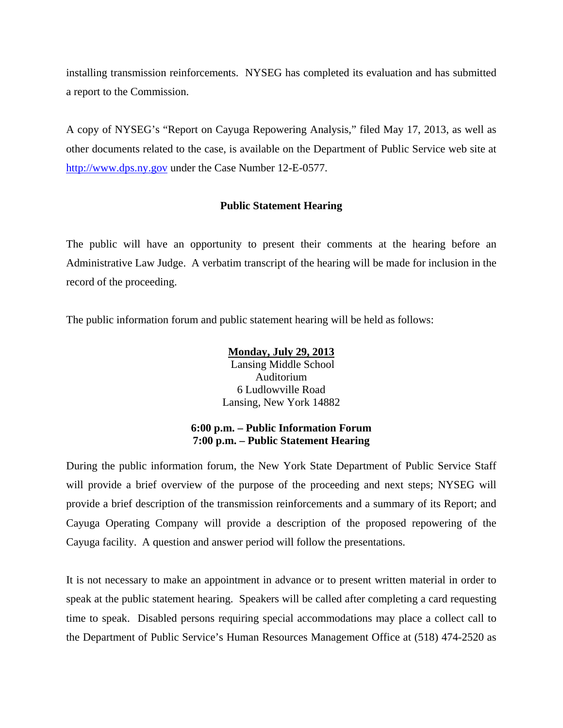installing transmission reinforcements. NYSEG has completed its evaluation and has submitted a report to the Commission.

A copy of NYSEG's "Report on Cayuga Repowering Analysis," filed May 17, 2013, as well as other documents related to the case, is available on the Department of Public Service web site at [http://www.dps.ny.gov](http://www.dps.ny.gov) under the Case Number 12-E-0577.

**Public Statement Hearing**

The public will have an opportunity to present their comments at the hearing before an Administrative Law Judge. A verbatim transcript of the hearing will be made for inclusion in the record of the proceeding.

The public information forum and public statement hearing will be held as follows:

**Monday, July 29, 2013**
Lansing Middle School
Auditorium
6 Ludlowville Road
Lansing, New York 14882

**6:00 p.m. – Public Information Forum**
**7:00 p.m. – Public Statement Hearing**

During the public information forum, the New York State Department of Public Service Staff will provide a brief overview of the purpose of the proceeding and next steps; NYSEG will provide a brief description of the transmission reinforcements and a summary of its Report; and Cayuga Operating Company will provide a description of the proposed repowering of the Cayuga facility. A question and answer period will follow the presentations.

It is not necessary to make an appointment in advance or to present written material in order to speak at the public statement hearing. Speakers will be called after completing a card requesting time to speak. Disabled persons requiring special accommodations may place a collect call to the Department of Public Service's Human Resources Management Office at (518) 474-2520 as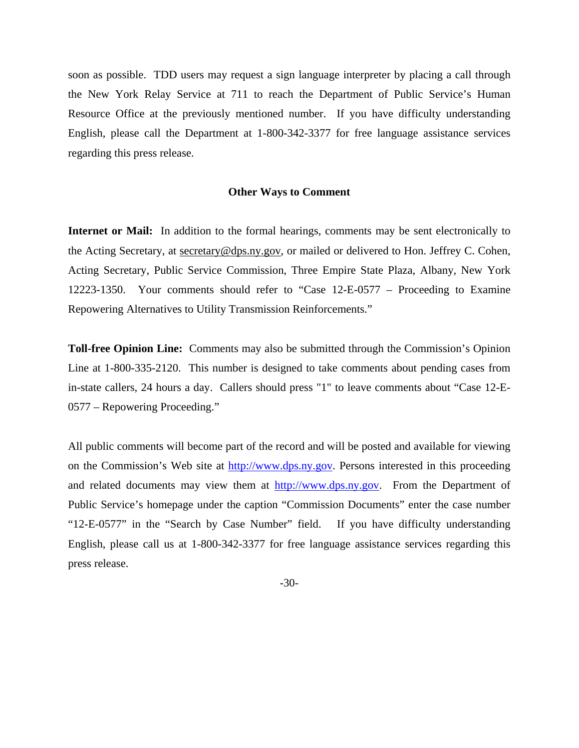soon as possible. TDD users may request a sign language interpreter by placing a call through the New York Relay Service at 711 to reach the Department of Public Service's Human Resource Office at the previously mentioned number. If you have difficulty understanding English, please call the Department at 1-800-342-3377 for free language assistance services regarding this press release.

## Other Ways to Comment

**Internet or Mail:** In addition to the formal hearings, comments may be sent electronically to the Acting Secretary, at secretary@dps.ny.gov, or mailed or delivered to Hon. Jeffrey C. Cohen, Acting Secretary, Public Service Commission, Three Empire State Plaza, Albany, New York 12223-1350. Your comments should refer to "Case 12-E-0577 – Proceeding to Examine Repowering Alternatives to Utility Transmission Reinforcements."

**Toll-free Opinion Line:** Comments may also be submitted through the Commission's Opinion Line at 1-800-335-2120. This number is designed to take comments about pending cases from in-state callers, 24 hours a day. Callers should press "1" to leave comments about "Case 12-E-0577 – Repowering Proceeding."

All public comments will become part of the record and will be posted and available for viewing on the Commission's Web site at http://www.dps.ny.gov. Persons interested in this proceeding and related documents may view them at http://www.dps.ny.gov. From the Department of Public Service's homepage under the caption "Commission Documents" enter the case number "12-E-0577" in the "Search by Case Number" field. If you have difficulty understanding English, please call us at 1-800-342-3377 for free language assistance services regarding this press release.

-30-